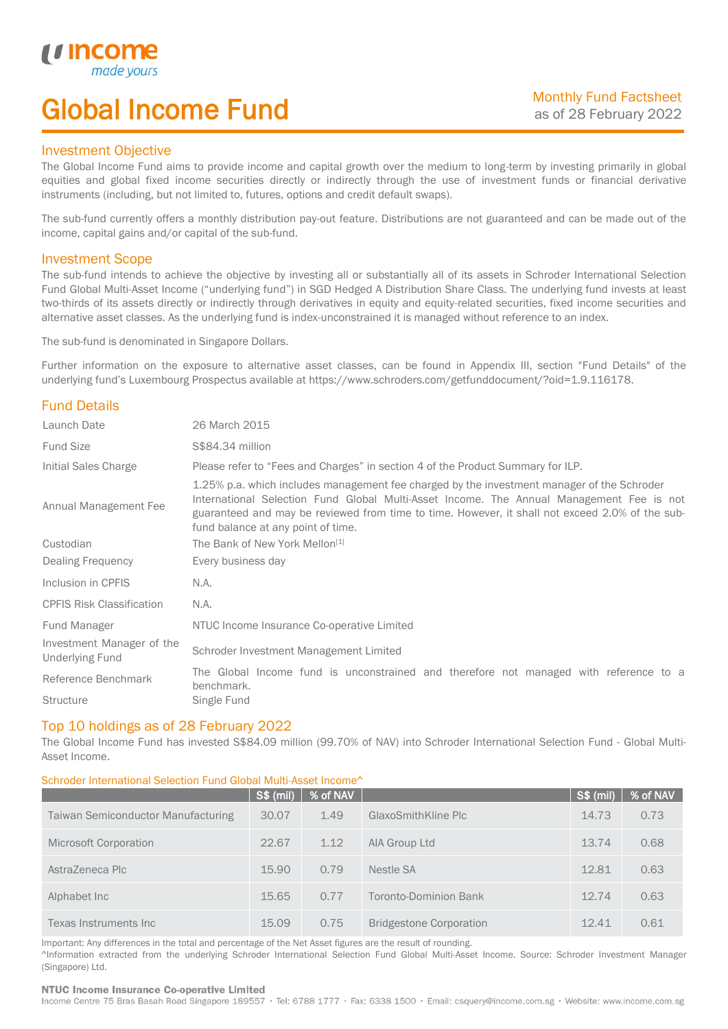# Global Income Fund

Monthly Fund Factsheet
as of 28 February 2022

## Investment Objective

The Global Income Fund aims to provide income and capital growth over the medium to long-term by investing primarily in global equities and global fixed income securities directly or indirectly through the use of investment funds or financial derivative instruments (including, but not limited to, futures, options and credit default swaps).

The sub-fund currently offers a monthly distribution pay-out feature. Distributions are not guaranteed and can be made out of the income, capital gains and/or capital of the sub-fund.

## Investment Scope

The sub-fund intends to achieve the objective by investing all or substantially all of its assets in Schroder International Selection Fund Global Multi-Asset Income ("underlying fund") in SGD Hedged A Distribution Share Class. The underlying fund invests at least two-thirds of its assets directly or indirectly through derivatives in equity and equity-related securities, fixed income securities and alternative asset classes. As the underlying fund is index-unconstrained it is managed without reference to an index.

The sub-fund is denominated in Singapore Dollars.

Further information on the exposure to alternative asset classes, can be found in Appendix III, section "Fund Details" of the underlying fund's Luxembourg Prospectus available at https://www.schroders.com/getfunddocument/?oid=1.9.116178.

## Fund Details

| | |
|---|---|
| Launch Date | 26 March 2015 |
| Fund Size | S$84.34 million |
| Initial Sales Charge | Please refer to "Fees and Charges" in section 4 of the Product Summary for ILP. |
| Annual Management Fee | 1.25% p.a. which includes management fee charged by the investment manager of the Schroder International Selection Fund Global Multi-Asset Income. The Annual Management Fee is not guaranteed and may be reviewed from time to time. However, it shall not exceed 2.0% of the sub-fund balance at any point of time. |
| Custodian | The Bank of New York Mellon[1] |
| Dealing Frequency | Every business day |
| Inclusion in CPFIS | N.A. |
| CPFIS Risk Classification | N.A. |
| Fund Manager | NTUC Income Insurance Co-operative Limited |
| Investment Manager of the Underlying Fund | Schroder Investment Management Limited |
| Reference Benchmark | The Global Income fund is unconstrained and therefore not managed with reference to a benchmark. |
| Structure | Single Fund |

## Top 10 holdings as of 28 February 2022

The Global Income Fund has invested S$84.09 million (99.70% of NAV) into Schroder International Selection Fund - Global Multi-Asset Income.

Schroder International Selection Fund Global Multi-Asset Income^

| | S$ (mil) | % of NAV | | S$ (mil) | % of NAV |
|---|---|---|---|---|---|
| Taiwan Semiconductor Manufacturing | 30.07 | 1.49 | GlaxoSmithKline Plc | 14.73 | 0.73 |
| Microsoft Corporation | 22.67 | 1.12 | AIA Group Ltd | 13.74 | 0.68 |
| AstraZeneca Plc | 15.90 | 0.79 | Nestle SA | 12.81 | 0.63 |
| Alphabet Inc | 15.65 | 0.77 | Toronto-Dominion Bank | 12.74 | 0.63 |
| Texas Instruments Inc | 15.09 | 0.75 | Bridgestone Corporation | 12.41 | 0.61 |

Important: Any differences in the total and percentage of the Net Asset figures are the result of rounding.
^Information extracted from the underlying Schroder International Selection Fund Global Multi-Asset Income. Source: Schroder Investment Manager (Singapore) Ltd.

**NTUC Income Insurance Co-operative Limited**
Income Centre 75 Bras Basah Road Singapore 189557 · Tel: 6788 1777 · Fax: 6338 1500 · Email: csquery@income.com.sg · Website: www.income.com.sg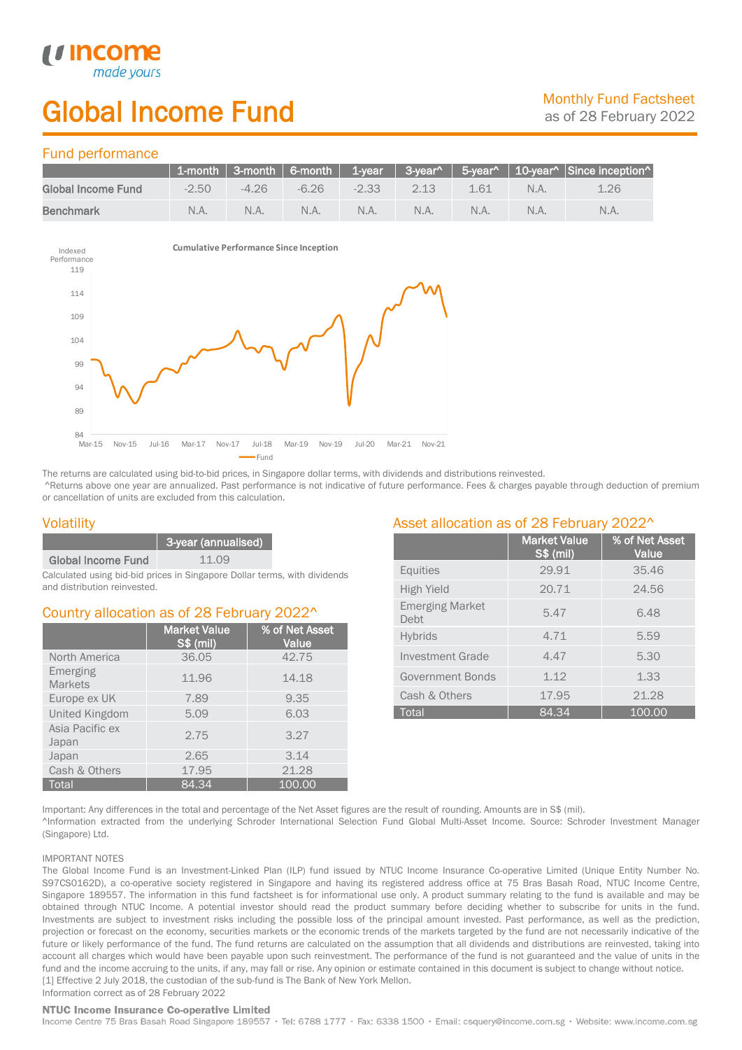income
made yours

# Global Income Fund

Monthly Fund Factsheet
as of 28 February 2022

## Fund performance

| | 1-month | 3-month | 6-month | 1-year | 3-year^ | 5-year^ | 10-year^ | Since inception^ |
|---|---|---|---|---|---|---|---|---|
| Global Income Fund | -2.50 | -4.26 | -6.26 | -2.33 | 2.13 | 1.61 | N.A. | 1.26 |
| Benchmark | N.A. | N.A. | N.A. | N.A. | N.A. | N.A. | N.A. | N.A. |

Cumulative Performance Since Inception

Indexed Performance

119
114
109
104
99
94
89
84

Mar-15 Nov-15 Jul-16 Mar-17 Nov-17 Jul-18 Mar-19 Nov-19 Jul-20 Mar-21 Nov-21

Fund

The returns are calculated using bid-to-bid prices, in Singapore dollar terms, with dividends and distributions reinvested.
^Returns above one year are annualized. Past performance is not indicative of future performance. Fees & charges payable through deduction of premium or cancellation of units are excluded from this calculation.

## Volatility

| | 3-year (annualised) |
|---|---|
| Global Income Fund | 11.09 |

Calculated using bid-bid prices in Singapore Dollar terms, with dividends and distribution reinvested.

## Country allocation as of 28 February 2022^

| | Market Value S$ (mil) | % of Net Asset Value |
|---|---|---|
| North America | 36.05 | 42.75 |
| Emerging Markets | 11.96 | 14.18 |
| Europe ex UK | 7.89 | 9.35 |
| United Kingdom | 5.09 | 6.03 |
| Asia Pacific ex Japan | 2.75 | 3.27 |
| Japan | 2.65 | 3.14 |
| Cash & Others | 17.95 | 21.28 |
| Total | 84.34 | 100.00 |

## Asset allocation as of 28 February 2022^

| | Market Value S$ (mil) | % of Net Asset Value |
|---|---|---|
| Equities | 29.91 | 35.46 |
| High Yield | 20.71 | 24.56 |
| Emerging Market Debt | 5.47 | 6.48 |
| Hybrids | 4.71 | 5.59 |
| Investment Grade | 4.47 | 5.30 |
| Government Bonds | 1.12 | 1.33 |
| Cash & Others | 17.95 | 21.28 |
| Total | 84.34 | 100.00 |

Important: Any differences in the total and percentage of the Net Asset figures are the result of rounding. Amounts are in S$ (mil).
^Information extracted from the underlying Schroder International Selection Fund Global Multi-Asset Income. Source: Schroder Investment Manager (Singapore) Ltd.

IMPORTANT NOTES
The Global Income Fund is an Investment-Linked Plan (ILP) fund issued by NTUC Income Insurance Co-operative Limited (Unique Entity Number No. S97CS0162D), a co-operative society registered in Singapore and having its registered address office at 75 Bras Basah Road, NTUC Income Centre, Singapore 189557. The information in this fund factsheet is for informational use only. A product summary relating to the fund is available and may be obtained through NTUC Income. A potential investor should read the product summary before deciding whether to subscribe for units in the fund. Investments are subject to investment risks including the possible loss of the principal amount invested. Past performance, as well as the prediction, projection or forecast on the economy, securities markets or the economic trends of the markets targeted by the fund are not necessarily indicative of the future or likely performance of the fund. The fund returns are calculated on the assumption that all dividends and distributions are reinvested, taking into account all charges which would have been payable upon such reinvestment. The performance of the fund is not guaranteed and the value of units in the fund and the income accruing to the units, if any, may fall or rise. Any opinion or estimate contained in this document is subject to change without notice.
[1] Effective 2 July 2018, the custodian of the sub-fund is The Bank of New York Mellon.
Information correct as of 28 February 2022

**NTUC Income Insurance Co-operative Limited**
Income Centre 75 Bras Basah Road Singapore 189557 · Tel: 6788 1777 · Fax: 6338 1500 · Email: csquery@income.com.sg · Website: www.income.com.sg